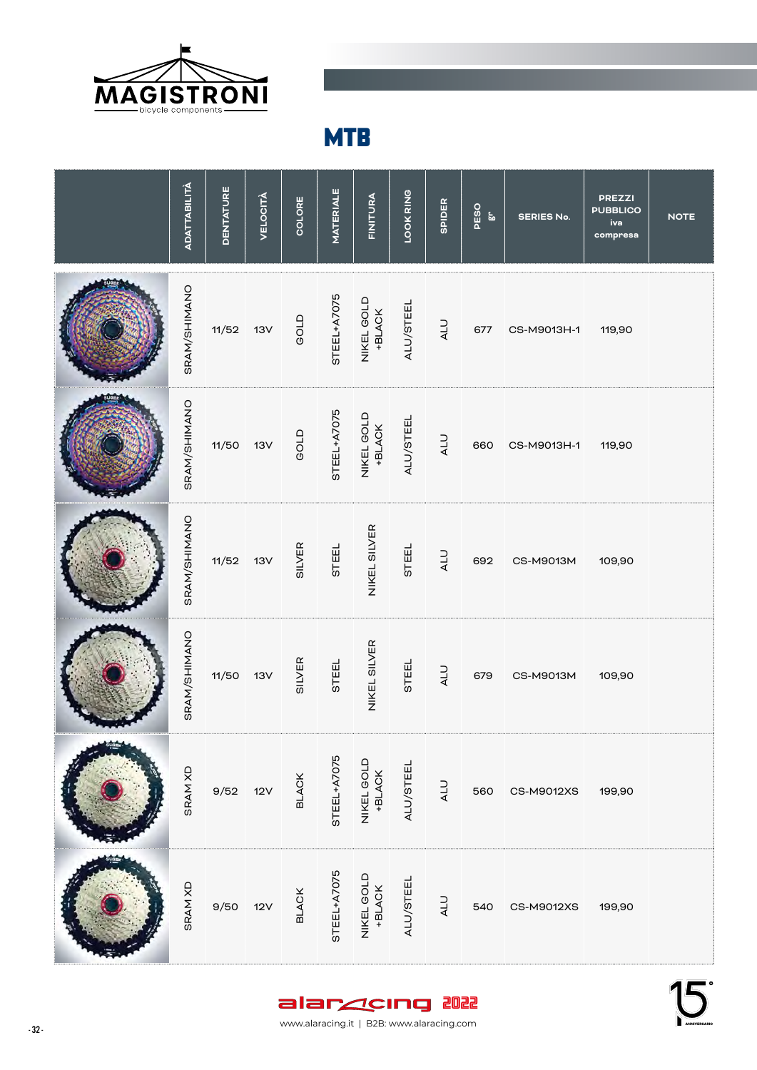MAGISTRONI
bicycle components

# MTB

| | ADATTABILITÀ | DENTATURE | VELOCITÀ | COLORE | MATERIALE | FINITURA | LOOK RING | SPIDER | PESO gr | SERIES No. | PREZZI PUBBLICO iva compresa | NOTE |
|---|---|---|---|---|---|---|---|---|---|---|---|---|
| | SRAM/SHIMANO | 11/52 | 13V | GOLD | STEEL+A7075 | NIKEL GOLD +BLACK | ALU/STEEL | ALU | 677 | CS-M9013H-1 | 119,90 | |
| | SRAM/SHIMANO | 11/50 | 13V | GOLD | STEEL+A7075 | NIKEL GOLD +BLACK | ALU/STEEL | ALU | 660 | CS-M9013H-1 | 119,90 | |
| | SRAM/SHIMANO | 11/52 | 13V | SILVER | STEEL | NIKEL SILVER | STEEL | ALU | 692 | CS-M9013M | 109,90 | |
| | SRAM/SHIMANO | 11/50 | 13V | SILVER | STEEL | NIKEL SILVER | STEEL | ALU | 679 | CS-M9013M | 109,90 | |
| | SRAM XD | 9/52 | 12V | BLACK | STEEL+A7075 | NIKEL GOLD +BLACK | ALU/STEEL | ALU | 560 | CS-M9012XS | 199,90 | |
| | SRAM XD | 9/50 | 12V | BLACK | STEEL+A7075 | NIKEL GOLD +BLACK | ALU/STEEL | ALU | 540 | CS-M9012XS | 199,90 | |

alaracing 2022
www.alaracing.it | B2B: www.alaracing.com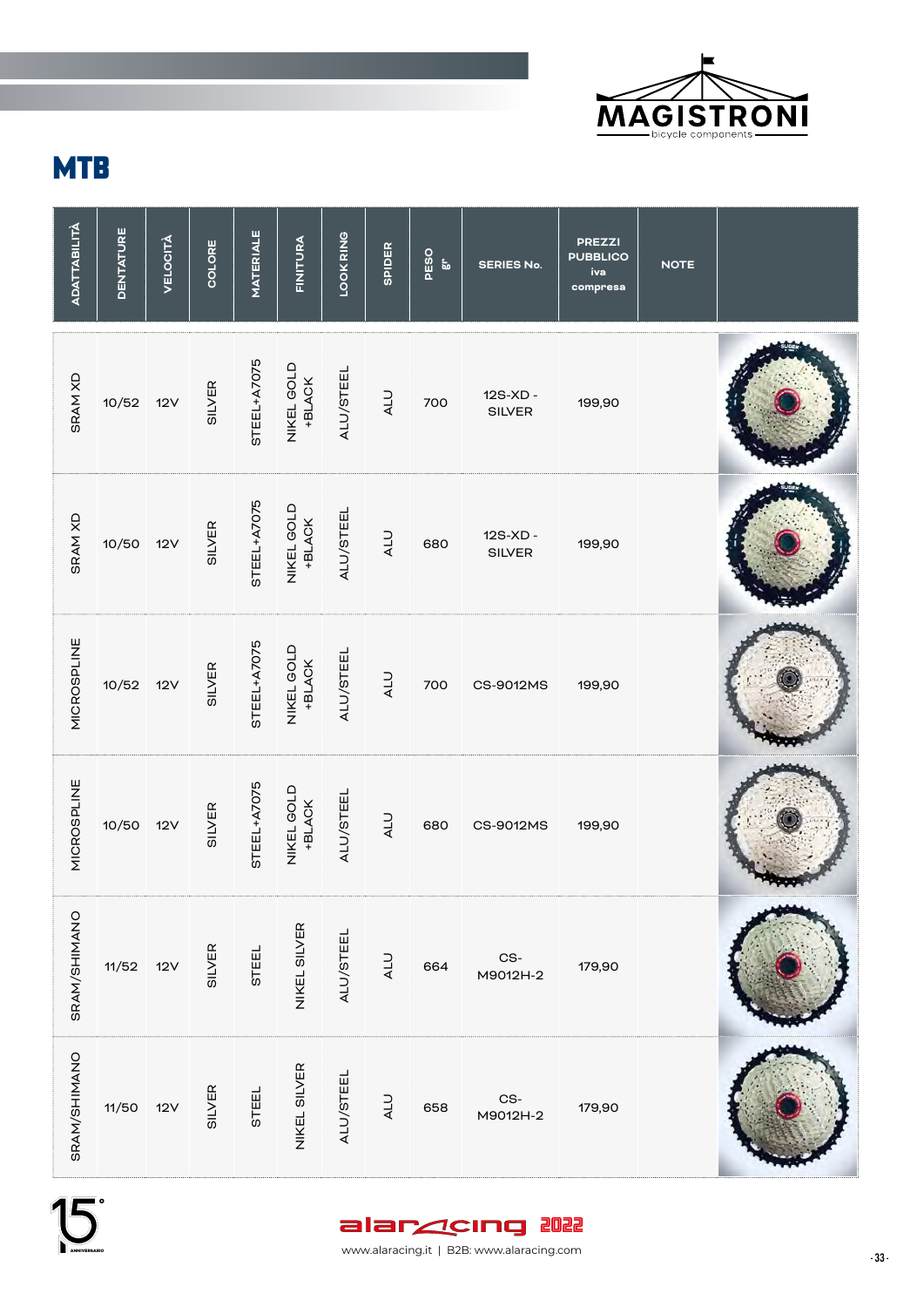MAGISTRONI bicycle components

# MTB

| ADATTABILITÀ | DENTATURE | VELOCITÀ | COLORE | MATERIALE | FINITURA | LOOK RING | SPIDER | PESO gr | SERIES No. | PREZZI PUBBLICO iva compresa | NOTE | |
|---|---|---|---|---|---|---|---|---|---|---|---|---|
| SRAM XD | 10/52 | 12V | SILVER | STEEL+A7075 | NIKEL GOLD +BLACK | ALU/STEEL | ALU | 700 | 12S-XD - SILVER | 199,90 | | |
| SRAM XD | 10/50 | 12V | SILVER | STEEL+A7075 | NIKEL GOLD +BLACK | ALU/STEEL | ALU | 680 | 12S-XD - SILVER | 199,90 | | |
| MICROSPLINE | 10/52 | 12V | SILVER | STEEL+A7075 | NIKEL GOLD +BLACK | ALU/STEEL | ALU | 700 | CS-9012MS | 199,90 | | |
| MICROSPLINE | 10/50 | 12V | SILVER | STEEL+A7075 | NIKEL GOLD +BLACK | ALU/STEEL | ALU | 680 | CS-9012MS | 199,90 | | |
| SRAM/SHIMANO | 11/52 | 12V | SILVER | STEEL | NIKEL SILVER | ALU/STEEL | ALU | 664 | CS-M9012H-2 | 179,90 | | |
| SRAM/SHIMANO | 11/50 | 12V | SILVER | STEEL | NIKEL SILVER | ALU/STEEL | ALU | 658 | CS-M9012H-2 | 179,90 | | |

alaracing 2022

www.alaracing.it | B2B: www.alaracing.com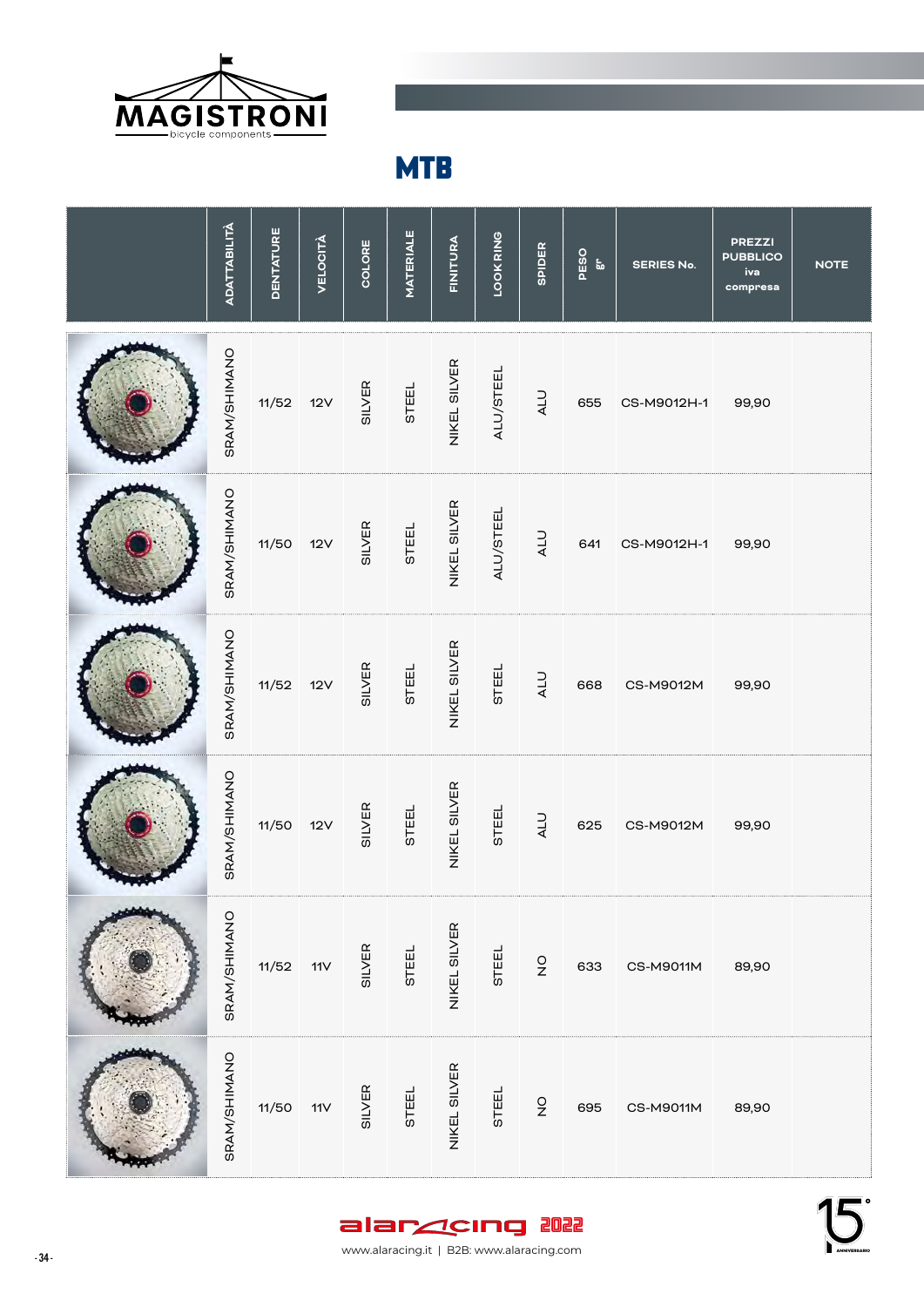MAGISTRONI
bicycle components

# MTB

| | ADATTABILITÀ | DENTATURE | VELOCITÀ | COLORE | MATERIALE | FINITURA | LOOK RING | SPIDER | PESO gr | SERIES No. | PREZZI PUBBLICO iva compresa | NOTE |
|---|---|---|---|---|---|---|---|---|---|---|---|---|
| | SRAM/SHIMANO | 11/52 | 12V | SILVER | STEEL | NIKEL SILVER | ALU/STEEL | ALU | 655 | CS-M9012H-1 | 99,90 | |
| | SRAM/SHIMANO | 11/50 | 12V | SILVER | STEEL | NIKEL SILVER | ALU/STEEL | ALU | 641 | CS-M9012H-1 | 99,90 | |
| | SRAM/SHIMANO | 11/52 | 12V | SILVER | STEEL | NIKEL SILVER | STEEL | ALU | 668 | CS-M9012M | 99,90 | |
| | SRAM/SHIMANO | 11/50 | 12V | SILVER | STEEL | NIKEL SILVER | STEEL | ALU | 625 | CS-M9012M | 99,90 | |
| | SRAM/SHIMANO | 11/52 | 11V | SILVER | STEEL | NIKEL SILVER | STEEL | NO | 633 | CS-M9011M | 89,90 | |
| | SRAM/SHIMANO | 11/50 | 11V | SILVER | STEEL | NIKEL SILVER | STEEL | NO | 695 | CS-M9011M | 89,90 | |

alaracing 2022

www.alaracing.it | B2B: www.alaracing.com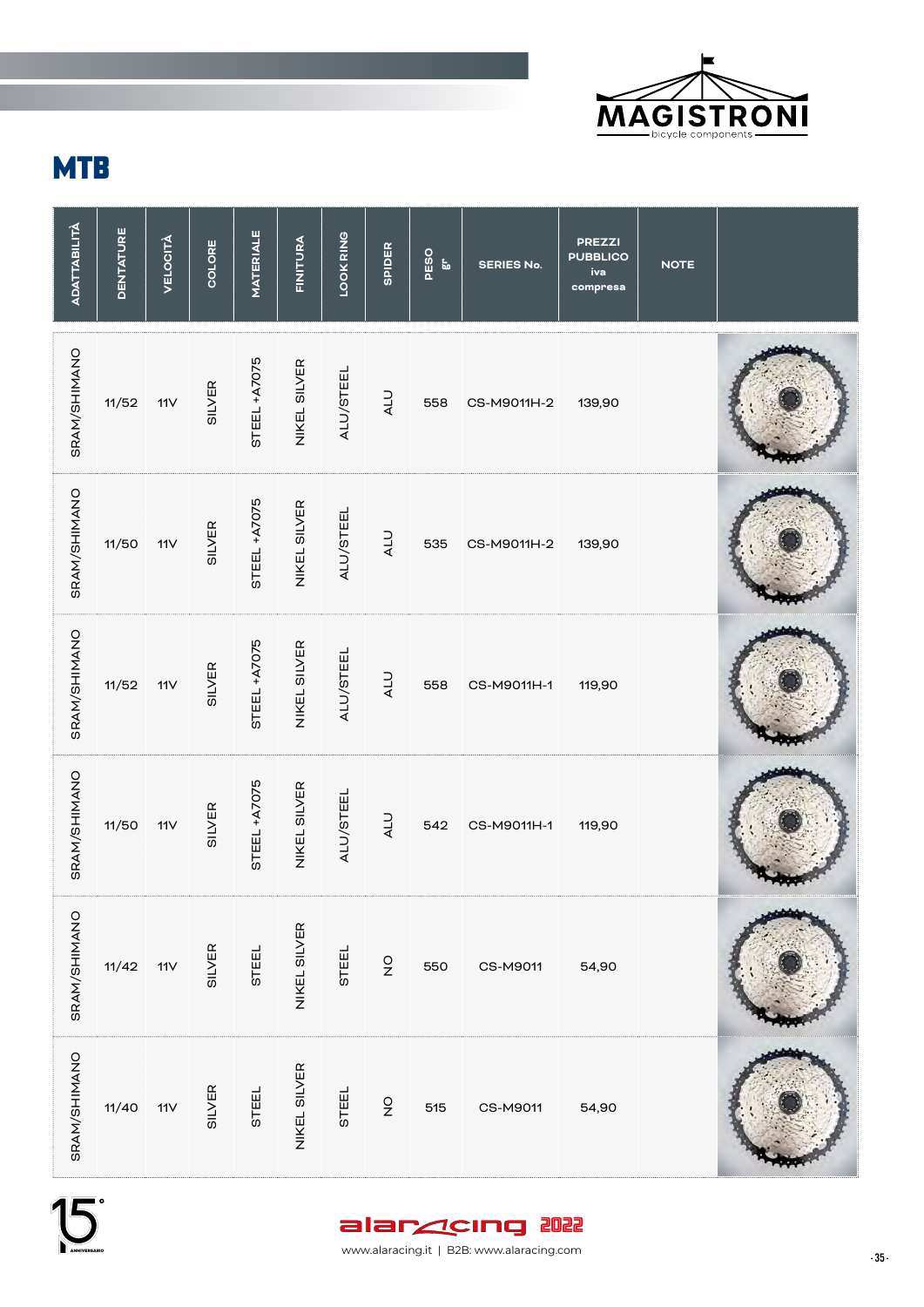MAGISTRONI
bicycle components

# MTB

| ADATTABILITÀ | DENTATURE | VELOCITÀ | COLORE | MATERIALE | FINITURA | LOOK RING | SPIDER | PESO gr | SERIES No. | PREZZI PUBBLICO iva compresa | NOTE |
|---|---|---|---|---|---|---|---|---|---|---|---|
| SRAM/SHIMANO | 11/52 | 11V | SILVER | STEEL +A7075 | NIKEL SILVER | ALU/STEEL | ALU | 558 | CS-M9011H-2 | 139,90 | |
| SRAM/SHIMANO | 11/50 | 11V | SILVER | STEEL +A7075 | NIKEL SILVER | ALU/STEEL | ALU | 535 | CS-M9011H-2 | 139,90 | |
| SRAM/SHIMANO | 11/52 | 11V | SILVER | STEEL +A7075 | NIKEL SILVER | ALU/STEEL | ALU | 558 | CS-M9011H-1 | 119,90 | |
| SRAM/SHIMANO | 11/50 | 11V | SILVER | STEEL +A7075 | NIKEL SILVER | ALU/STEEL | ALU | 542 | CS-M9011H-1 | 119,90 | |
| SRAM/SHIMANO | 11/42 | 11V | SILVER | STEEL | NIKEL SILVER | STEEL | NO | 550 | CS-M9011 | 54,90 | |
| SRAM/SHIMANO | 11/40 | 11V | SILVER | STEEL | NIKEL SILVER | STEEL | NO | 515 | CS-M9011 | 54,90 | |

alaracing 2022

www.alaracing.it | B2B: www.alaracing.com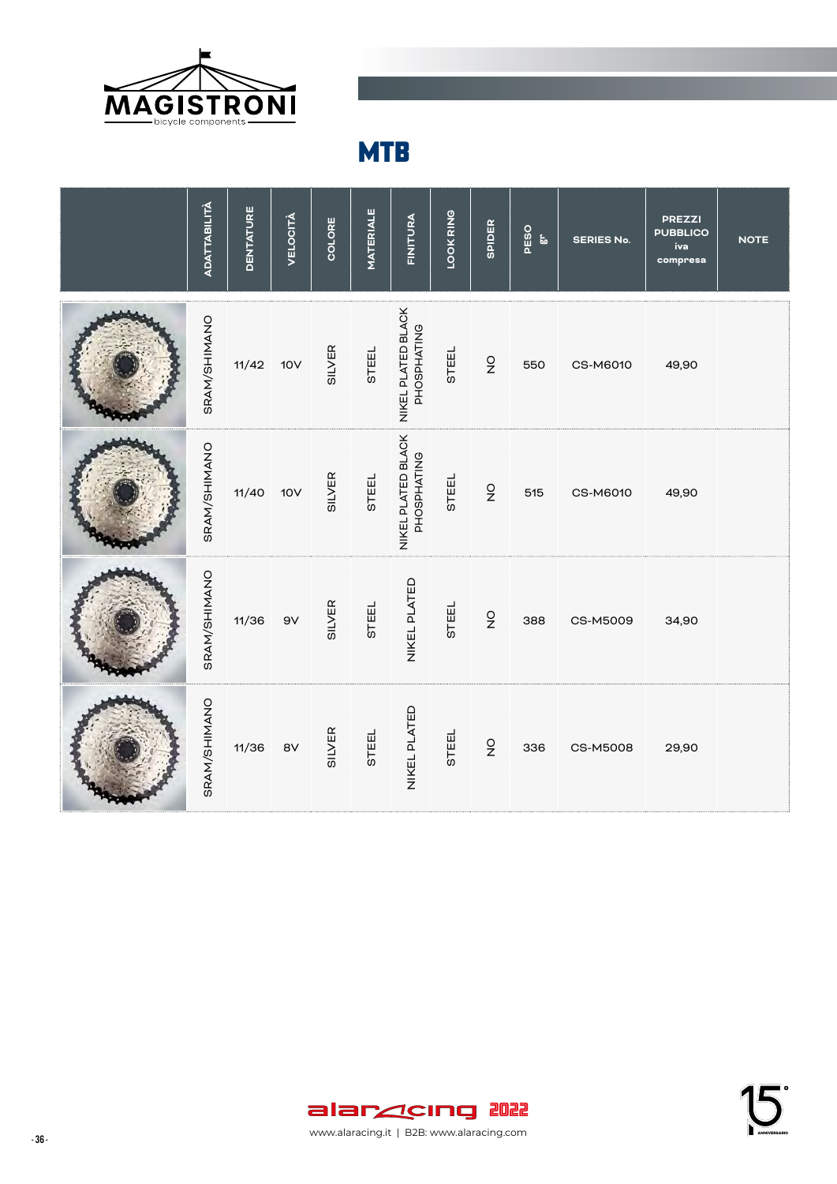MAGISTRONI
bicycle components

# MTB

| | ADATTABILITÀ | DENTATURE | VELOCITÀ | COLORE | MATERIALE | FINITURA | LOOK RING | SPIDER | PESO gr | SERIES No. | PREZZI PUBBLICO iva compresa | NOTE |
|---|---|---|---|---|---|---|---|---|---|---|---|---|
| | SRAM/SHIMANO | 11/42 | 10V | SILVER | STEEL | NIKEL PLATED BLACK PHOSPHATING | STEEL | NO | 550 | CS-M6010 | 49,90 | |
| | SRAM/SHIMANO | 11/40 | 10V | SILVER | STEEL | NIKEL PLATED BLACK PHOSPHATING | STEEL | NO | 515 | CS-M6010 | 49,90 | |
| | SRAM/SHIMANO | 11/36 | 9V | SILVER | STEEL | NIKEL PLATED | STEEL | NO | 388 | CS-M5009 | 34,90 | |
| | SRAM/SHIMANO | 11/36 | 8V | SILVER | STEEL | NIKEL PLATED | STEEL | NO | 336 | CS-M5008 | 29,90 | |

alaracing 2022
www.alaracing.it | B2B: www.alaracing.com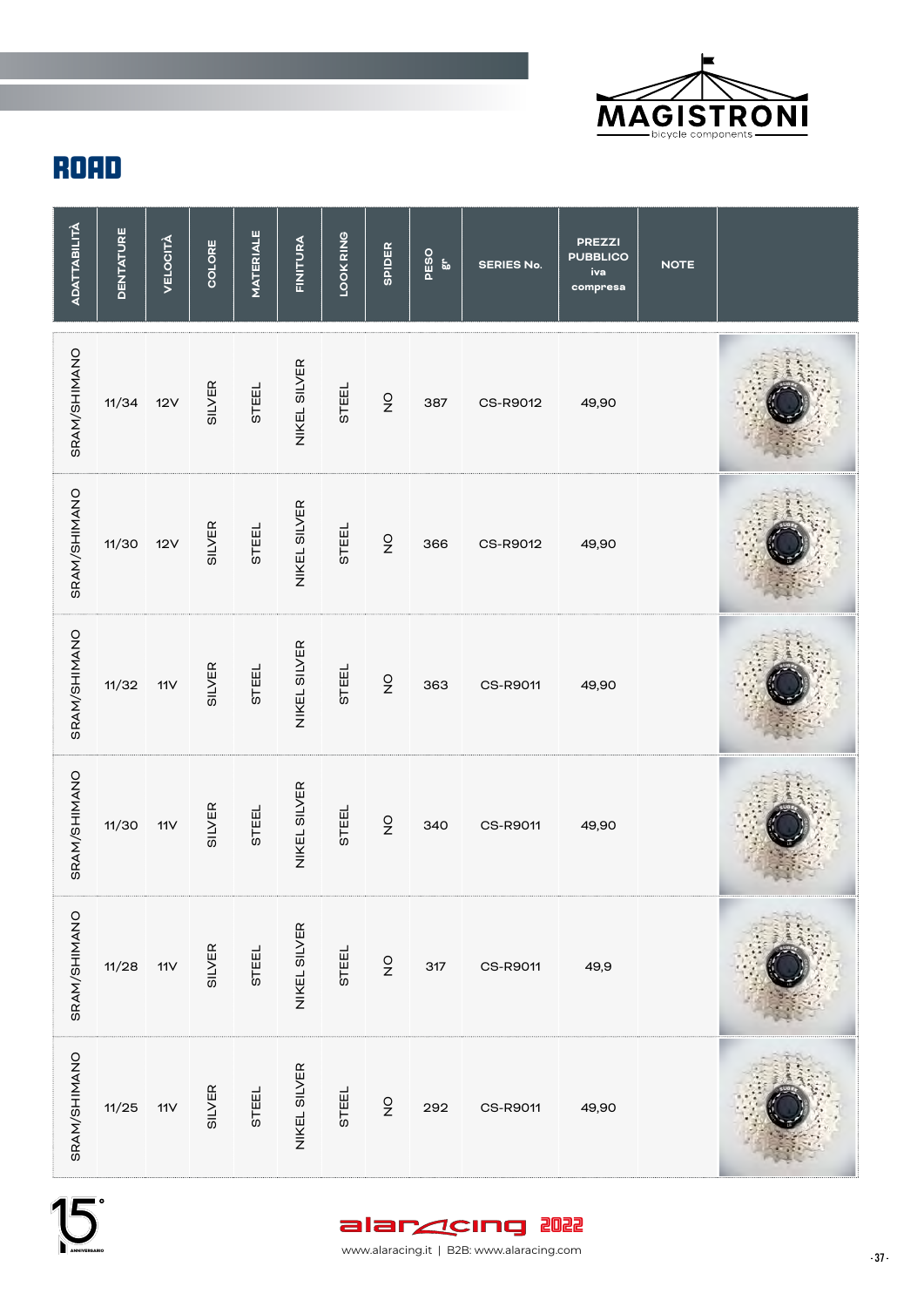MAGISTRONI
bicycle components

# ROAD

| ADATTABILITÀ | DENTATURE | VELOCITÀ | COLORE | MATERIALE | FINITURA | LOOK RING | SPIDER | PESO gr | SERIES No. | PREZZI PUBBLICO iva compresa | NOTE | |
|---|---|---|---|---|---|---|---|---|---|---|---|---|
| SRAM/SHIMANO | 11/34 | 12V | SILVER | STEEL | NIKEL SILVER | STEEL | NO | 387 | CS-R9012 | 49,90 | | |
| SRAM/SHIMANO | 11/30 | 12V | SILVER | STEEL | NIKEL SILVER | STEEL | NO | 366 | CS-R9012 | 49,90 | | |
| SRAM/SHIMANO | 11/32 | 11V | SILVER | STEEL | NIKEL SILVER | STEEL | NO | 363 | CS-R9011 | 49,90 | | |
| SRAM/SHIMANO | 11/30 | 11V | SILVER | STEEL | NIKEL SILVER | STEEL | NO | 340 | CS-R9011 | 49,90 | | |
| SRAM/SHIMANO | 11/28 | 11V | SILVER | STEEL | NIKEL SILVER | STEEL | NO | 317 | CS-R9011 | 49,9 | | |
| SRAM/SHIMANO | 11/25 | 11V | SILVER | STEEL | NIKEL SILVER | STEEL | NO | 292 | CS-R9011 | 49,90 | | |

alaracing 2022
www.alaracing.it | B2B: www.alaracing.com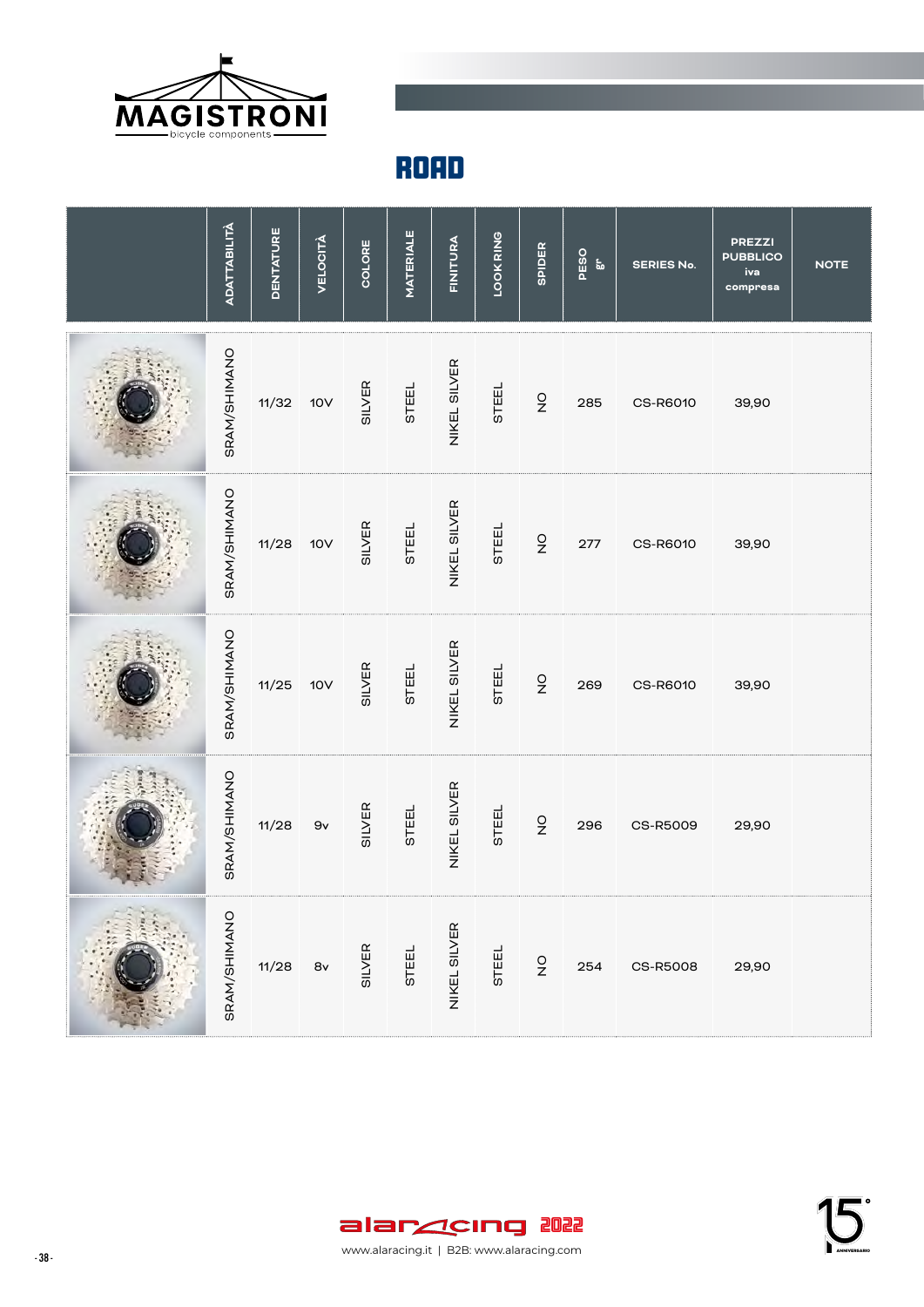MAGISTRONI
bicycle components

# ROAD

| | ADATTABILITÀ | DENTATURE | VELOCITÀ | COLORE | MATERIALE | FINITURA | LOOK RING | SPIDER | PESO gr | SERIES No. | PREZZI PUBBLICO iva compresa | NOTE |
|---|---|---|---|---|---|---|---|---|---|---|---|---|
| | SRAM/SHIMANO | 11/32 | 10V | SILVER | STEEL | NIKEL SILVER | STEEL | NO | 285 | CS-R6010 | 39,90 | |
| | SRAM/SHIMANO | 11/28 | 10V | SILVER | STEEL | NIKEL SILVER | STEEL | NO | 277 | CS-R6010 | 39,90 | |
| | SRAM/SHIMANO | 11/25 | 10V | SILVER | STEEL | NIKEL SILVER | STEEL | NO | 269 | CS-R6010 | 39,90 | |
| | SRAM/SHIMANO | 11/28 | 9v | SILVER | STEEL | NIKEL SILVER | STEEL | NO | 296 | CS-R5009 | 29,90 | |
| | SRAM/SHIMANO | 11/28 | 8v | SILVER | STEEL | NIKEL SILVER | STEEL | NO | 254 | CS-R5008 | 29,90 | |

alaracing 2022
www.alaracing.it | B2B: www.alaracing.com